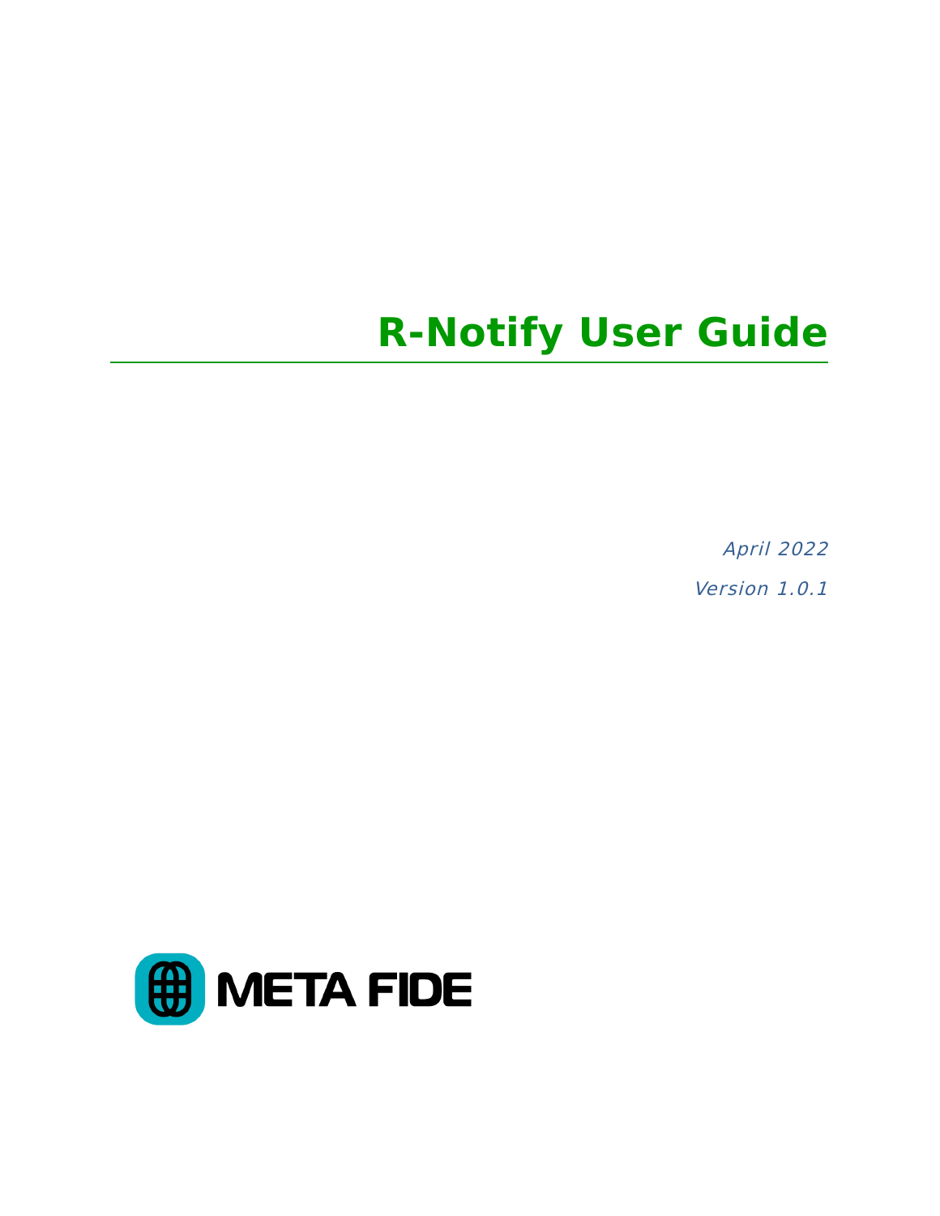# R-Notify User Guide

*April 2022*

*Version 1.0.1*

META FIDE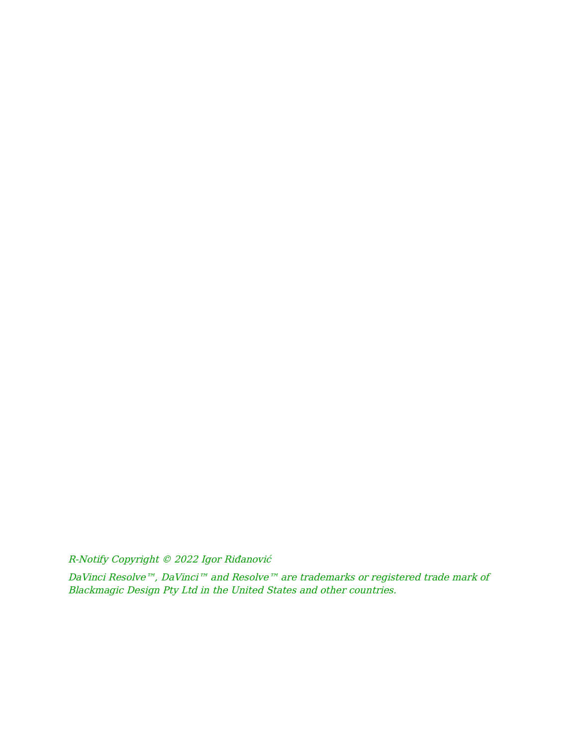*R-Notify Copyright © 2022 Igor Riđanović*

*DaVinci Resolve™, DaVinci™ and Resolve™ are trademarks or registered trade mark of Blackmagic Design Pty Ltd in the United States and other countries.*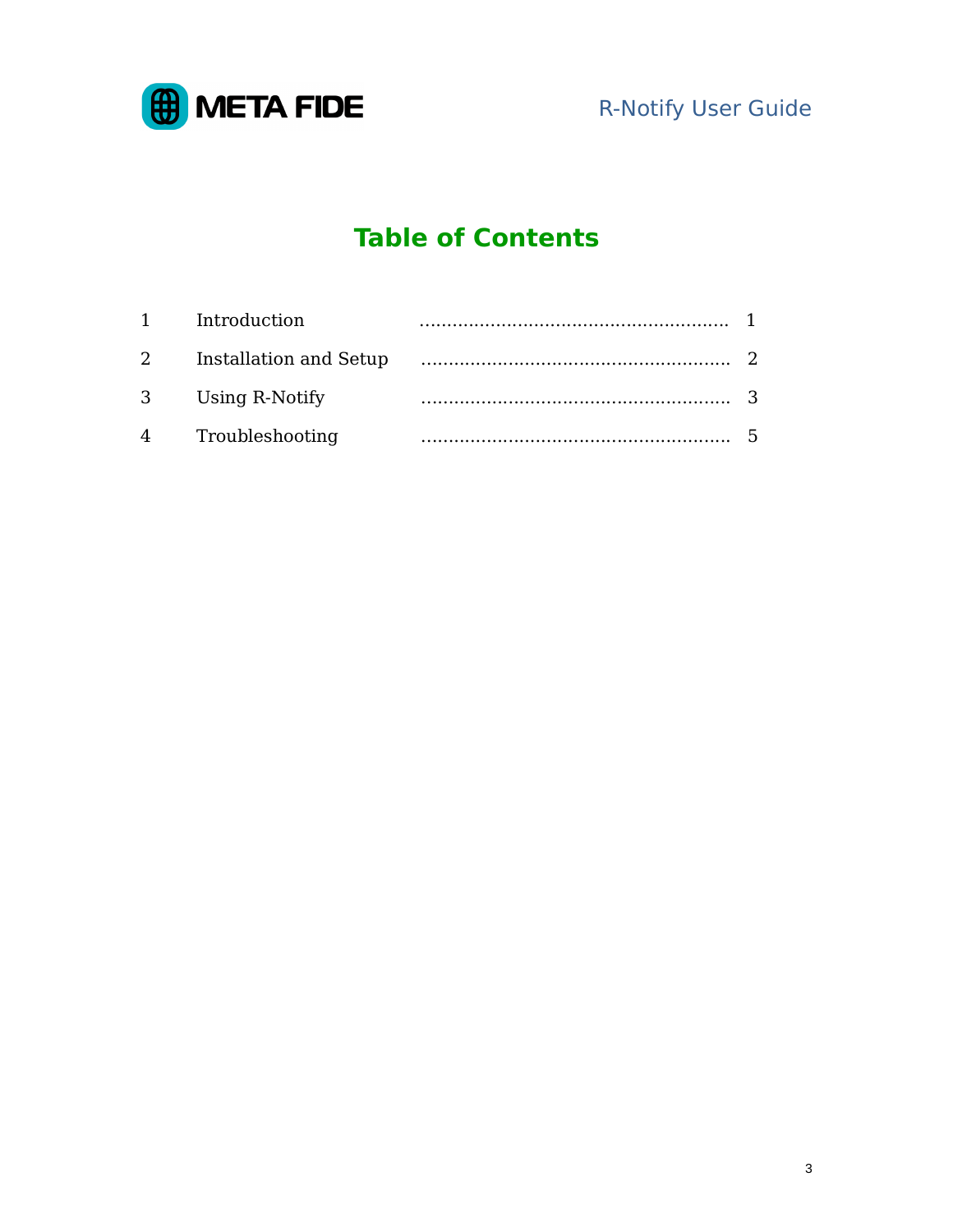# Table of Contents

| | | |
|---|---|---|
| 1 | Introduction | 1 |
| 2 | Installation and Setup | 2 |
| 3 | Using R-Notify | 3 |
| 4 | Troubleshooting | 5 |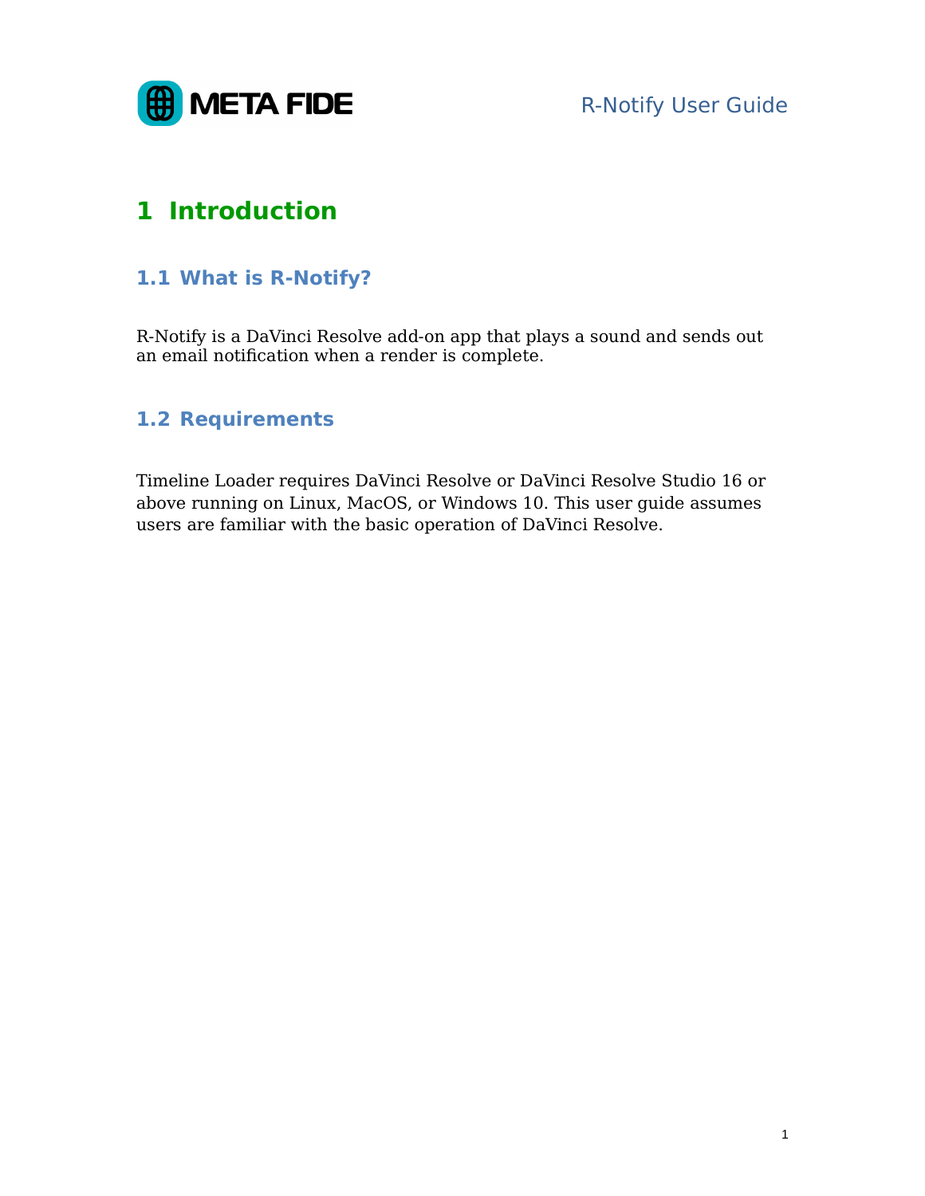# 1 Introduction

## 1.1 What is R-Notify?

R-Notify is a DaVinci Resolve add-on app that plays a sound and sends out an email notification when a render is complete.

## 1.2 Requirements

Timeline Loader requires DaVinci Resolve or DaVinci Resolve Studio 16 or above running on Linux, MacOS, or Windows 10. This user guide assumes users are familiar with the basic operation of DaVinci Resolve.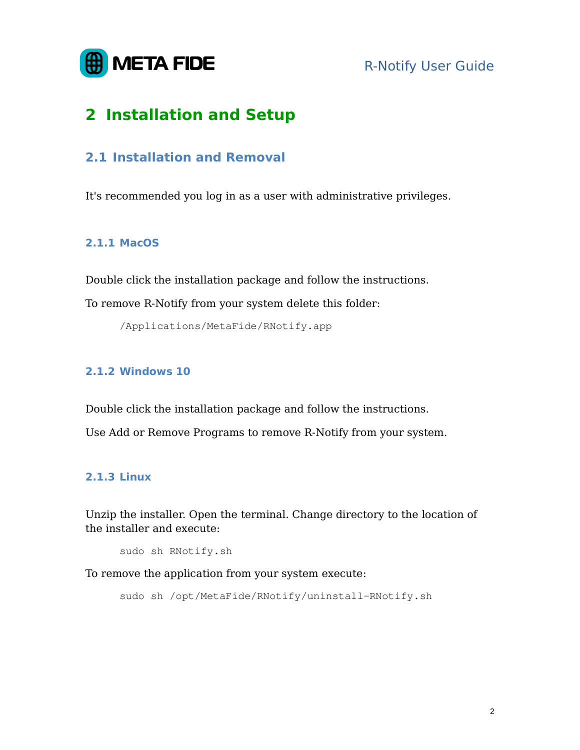# 2 Installation and Setup

## 2.1 Installation and Removal

It's recommended you log in as a user with administrative privileges.

### 2.1.1 MacOS

Double click the installation package and follow the instructions.

To remove R-Notify from your system delete this folder:

```
/Applications/MetaFide/RNotify.app
```

### 2.1.2 Windows 10

Double click the installation package and follow the instructions.

Use Add or Remove Programs to remove R-Notify from your system.

### 2.1.3 Linux

Unzip the installer. Open the terminal. Change directory to the location of the installer and execute:

```
sudo sh RNotify.sh
```

To remove the application from your system execute:

```
sudo sh /opt/MetaFide/RNotify/uninstall-RNotify.sh
```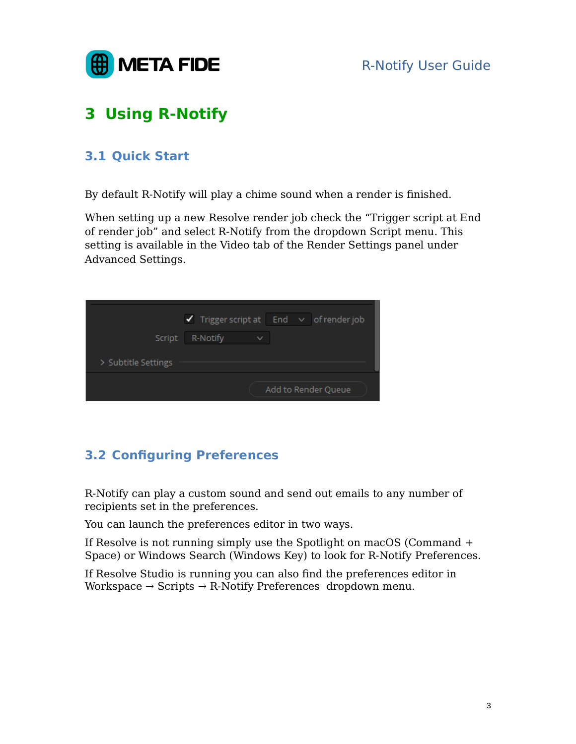# 3 Using R-Notify

## 3.1 Quick Start

By default R-Notify will play a chime sound when a render is finished.

When setting up a new Resolve render job check the “Trigger script at End of render job” and select R-Notify from the dropdown Script menu. This setting is available in the Video tab of the Render Settings panel under Advanced Settings.

## 3.2 Configuring Preferences

R-Notify can play a custom sound and send out emails to any number of recipients set in the preferences.

You can launch the preferences editor in two ways.

If Resolve is not running simply use the Spotlight on macOS (Command + Space) or Windows Search (Windows Key) to look for R-Notify Preferences.

If Resolve Studio is running you can also find the preferences editor in Workspace → Scripts → R-Notify Preferences dropdown menu.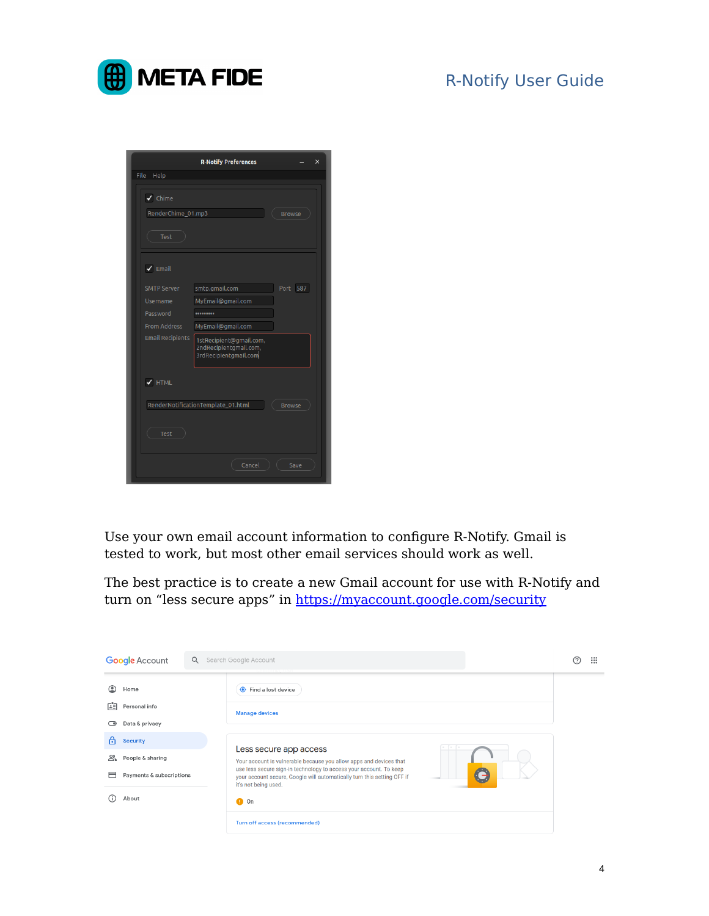Use your own email account information to configure R-Notify. Gmail is tested to work, but most other email services should work as well.

The best practice is to create a new Gmail account for use with R-Notify and turn on “less secure apps” in [https://myaccount.google.com/security](https://myaccount.google.com/security)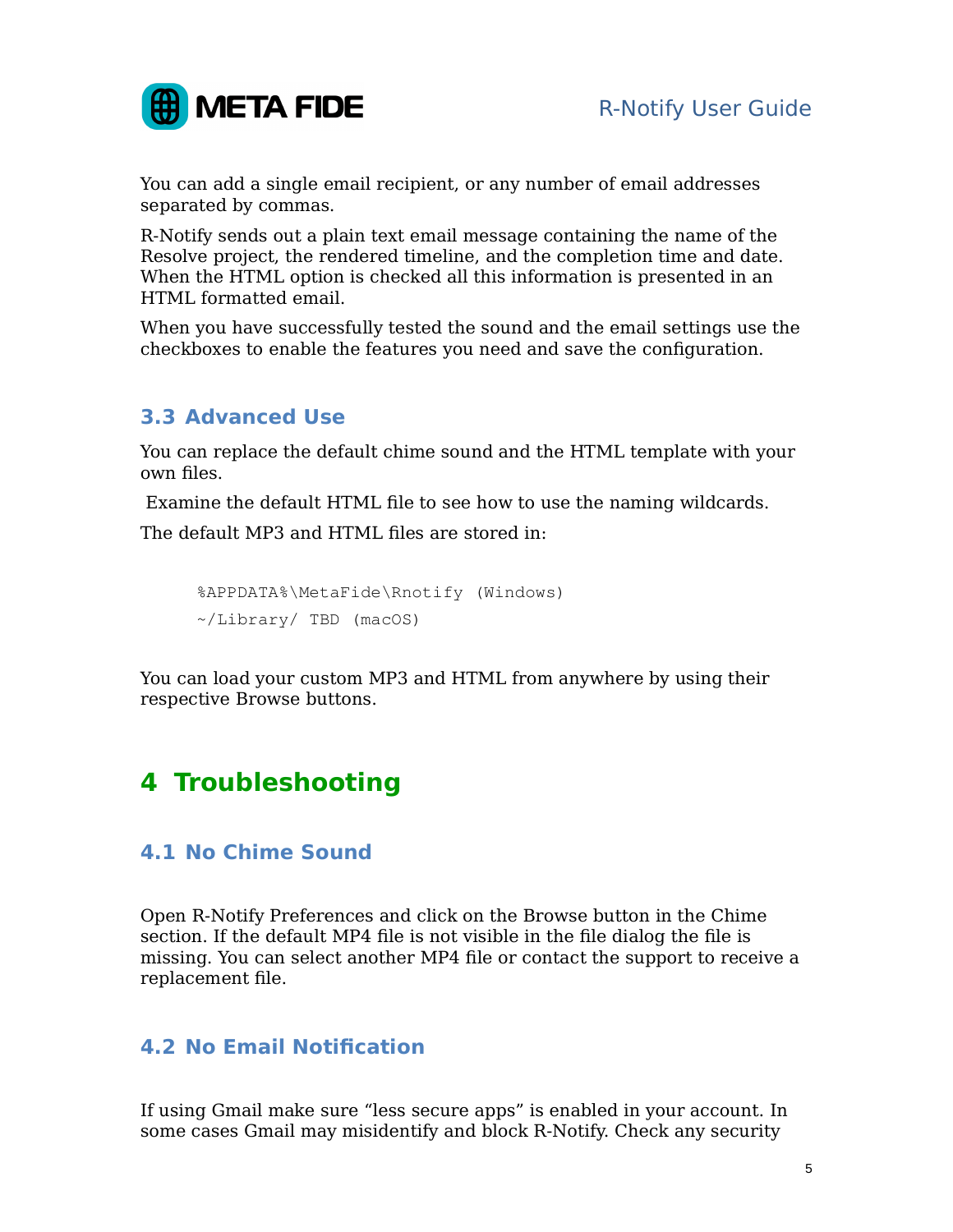You can add a single email recipient, or any number of email addresses separated by commas.

R-Notify sends out a plain text email message containing the name of the Resolve project, the rendered timeline, and the completion time and date. When the HTML option is checked all this information is presented in an HTML formatted email.

When you have successfully tested the sound and the email settings use the checkboxes to enable the features you need and save the configuration.

### 3.3 Advanced Use

You can replace the default chime sound and the HTML template with your own files.

Examine the default HTML file to see how to use the naming wildcards.

The default MP3 and HTML files are stored in:

```
%APPDATA%\MetaFide\Rnotify (Windows)
~/Library/ TBD (macOS)
```

You can load your custom MP3 and HTML from anywhere by using their respective Browse buttons.

## 4 Troubleshooting

### 4.1 No Chime Sound

Open R-Notify Preferences and click on the Browse button in the Chime section. If the default MP4 file is not visible in the file dialog the file is missing. You can select another MP4 file or contact the support to receive a replacement file.

### 4.2 No Email Notification

If using Gmail make sure “less secure apps” is enabled in your account. In some cases Gmail may misidentify and block R-Notify. Check any security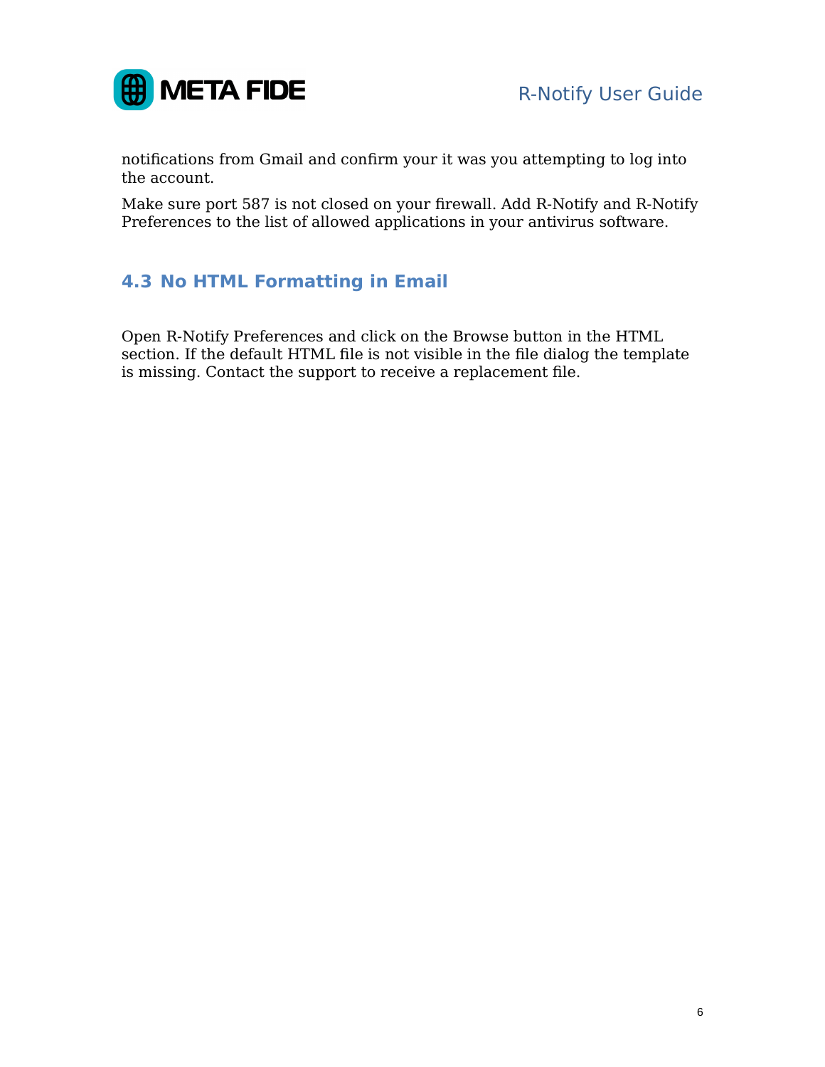notifications from Gmail and confirm your it was you attempting to log into the account.

Make sure port 587 is not closed on your firewall. Add R-Notify and R-Notify Preferences to the list of allowed applications in your antivirus software.

### 4.3 No HTML Formatting in Email

Open R-Notify Preferences and click on the Browse button in the HTML section. If the default HTML file is not visible in the file dialog the template is missing. Contact the support to receive a replacement file.